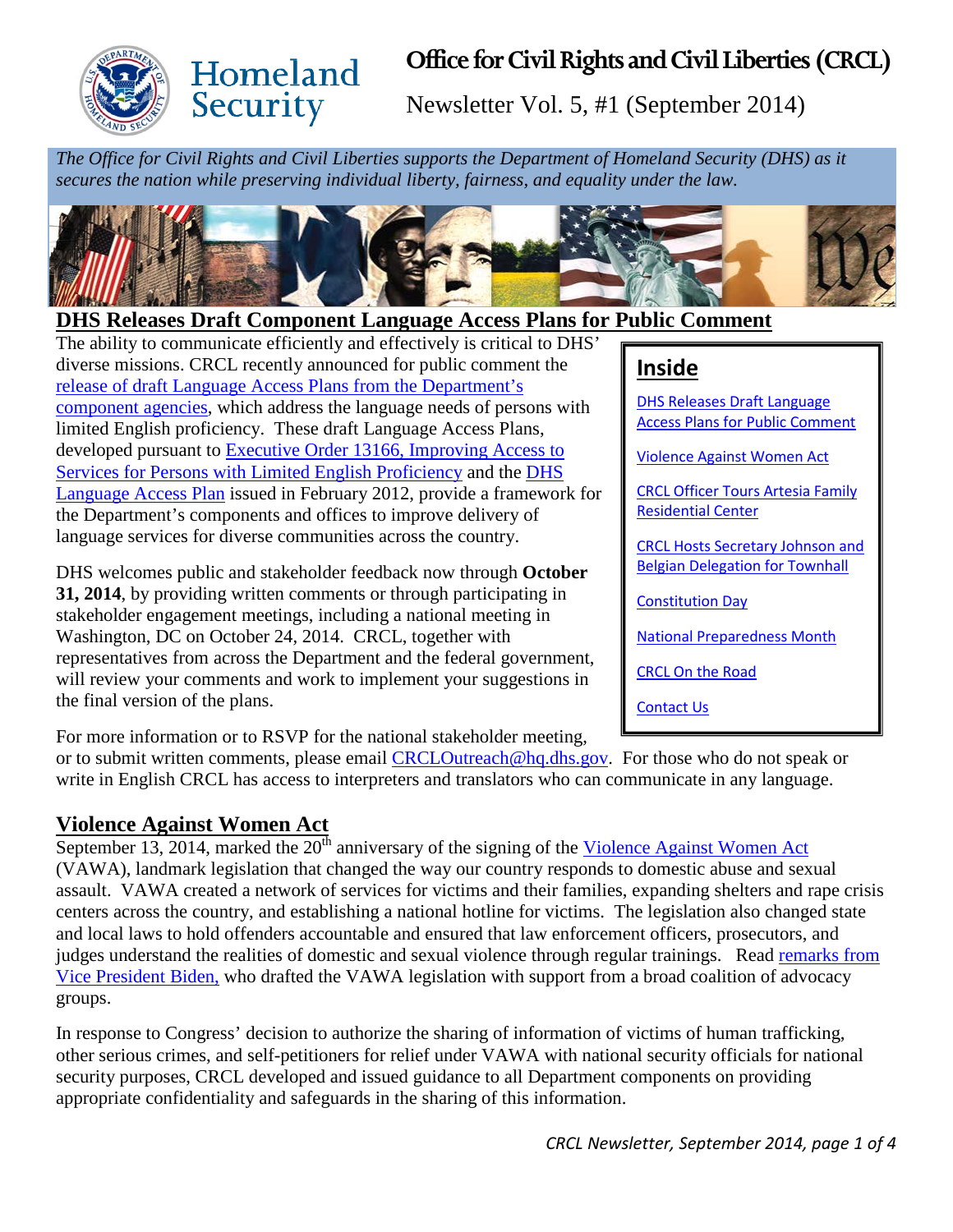# Office for Civil Rights and Civil Liberties (CRCL)

Newsletter Vol. 5, #1 (September 2014)

*The Office for Civil Rights and Civil Liberties supports the Department of Homeland Security (DHS) as it secures the nation while preserving individual liberty, fairness, and equality under the law.*

## Inside

- DHS Releases Draft Language Access Plans for Public Comment
- Violence Against Women Act
- CRCL Officer Tours Artesia Family Residential Center
- CRCL Hosts Secretary Johnson and Belgian Delegation for Townhall
- Constitution Day
- National Preparedness Month
- CRCL On the Road
- Contact Us

## DHS Releases Draft Component Language Access Plans for Public Comment

The ability to communicate efficiently and effectively is critical to DHS' diverse missions. CRCL recently announced for public comment the release of draft Language Access Plans from the Department's component agencies, which address the language needs of persons with limited English proficiency. These draft Language Access Plans, developed pursuant to Executive Order 13166, Improving Access to Services for Persons with Limited English Proficiency and the DHS Language Access Plan issued in February 2012, provide a framework for the Department's components and offices to improve delivery of language services for diverse communities across the country.

DHS welcomes public and stakeholder feedback now through **October 31, 2014**, by providing written comments or through participating in stakeholder engagement meetings, including a national meeting in Washington, DC on October 24, 2014. CRCL, together with representatives from across the Department and the federal government, will review your comments and work to implement your suggestions in the final version of the plans.

For more information or to RSVP for the national stakeholder meeting, or to submit written comments, please email CRCLOutreach@hq.dhs.gov. For those who do not speak or write in English CRCL has access to interpreters and translators who can communicate in any language.

## Violence Against Women Act

September 13, 2014, marked the 20th anniversary of the signing of the Violence Against Women Act (VAWA), landmark legislation that changed the way our country responds to domestic abuse and sexual assault. VAWA created a network of services for victims and their families, expanding shelters and rape crisis centers across the country, and establishing a national hotline for victims. The legislation also changed state and local laws to hold offenders accountable and ensured that law enforcement officers, prosecutors, and judges understand the realities of domestic and sexual violence through regular trainings. Read remarks from Vice President Biden, who drafted the VAWA legislation with support from a broad coalition of advocacy groups.

In response to Congress' decision to authorize the sharing of information of victims of human trafficking, other serious crimes, and self-petitioners for relief under VAWA with national security officials for national security purposes, CRCL developed and issued guidance to all Department components on providing appropriate confidentiality and safeguards in the sharing of this information.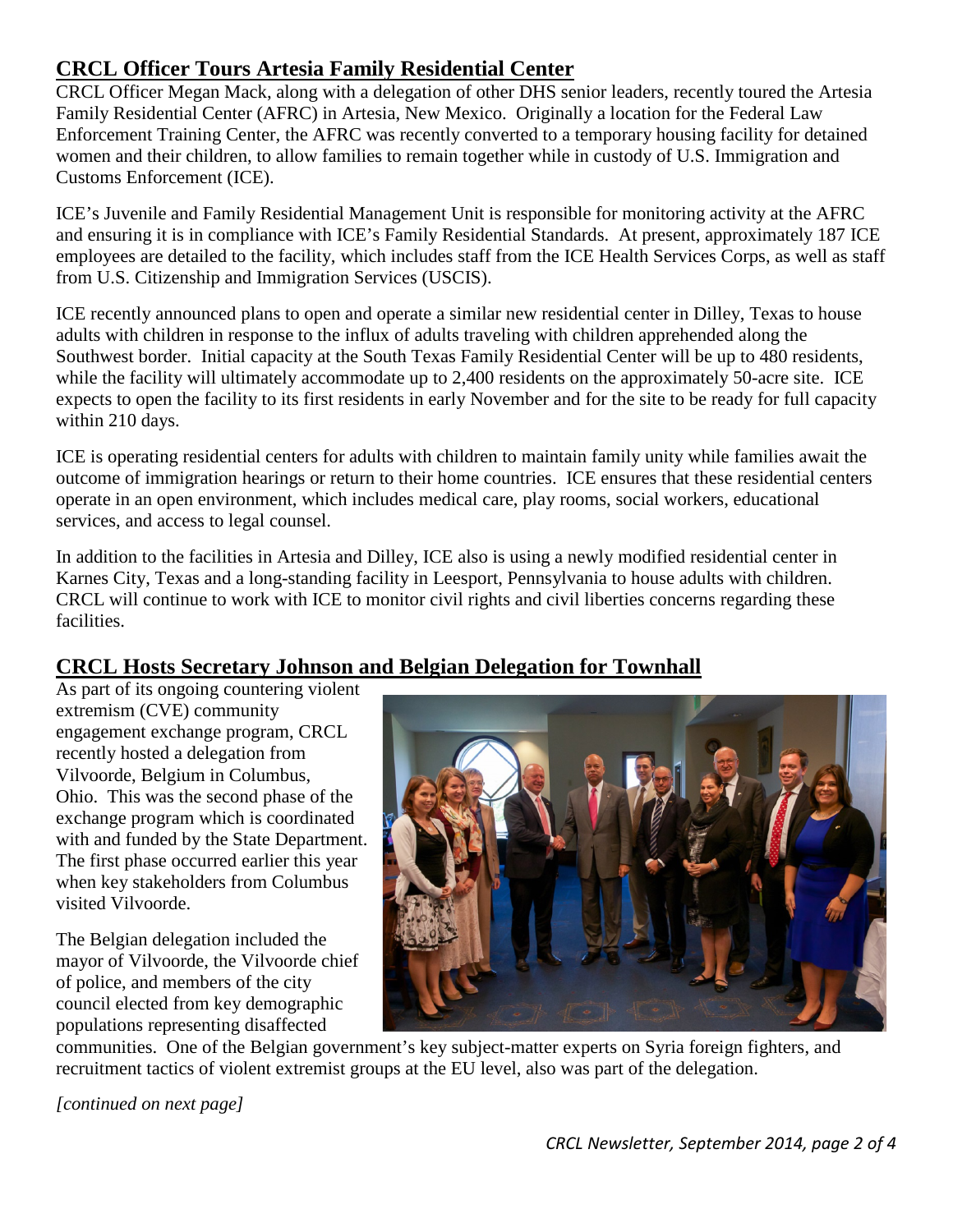## CRCL Officer Tours Artesia Family Residential Center

CRCL Officer Megan Mack, along with a delegation of other DHS senior leaders, recently toured the Artesia Family Residential Center (AFRC) in Artesia, New Mexico. Originally a location for the Federal Law Enforcement Training Center, the AFRC was recently converted to a temporary housing facility for detained women and their children, to allow families to remain together while in custody of U.S. Immigration and Customs Enforcement (ICE).

ICE's Juvenile and Family Residential Management Unit is responsible for monitoring activity at the AFRC and ensuring it is in compliance with ICE's Family Residential Standards. At present, approximately 187 ICE employees are detailed to the facility, which includes staff from the ICE Health Services Corps, as well as staff from U.S. Citizenship and Immigration Services (USCIS).

ICE recently announced plans to open and operate a similar new residential center in Dilley, Texas to house adults with children in response to the influx of adults traveling with children apprehended along the Southwest border. Initial capacity at the South Texas Family Residential Center will be up to 480 residents, while the facility will ultimately accommodate up to 2,400 residents on the approximately 50-acre site. ICE expects to open the facility to its first residents in early November and for the site to be ready for full capacity within 210 days.

ICE is operating residential centers for adults with children to maintain family unity while families await the outcome of immigration hearings or return to their home countries. ICE ensures that these residential centers operate in an open environment, which includes medical care, play rooms, social workers, educational services, and access to legal counsel.

In addition to the facilities in Artesia and Dilley, ICE also is using a newly modified residential center in Karnes City, Texas and a long-standing facility in Leesport, Pennsylvania to house adults with children. CRCL will continue to work with ICE to monitor civil rights and civil liberties concerns regarding these facilities.

## CRCL Hosts Secretary Johnson and Belgian Delegation for Townhall

As part of its ongoing countering violent extremism (CVE) community engagement exchange program, CRCL recently hosted a delegation from Vilvoorde, Belgium in Columbus, Ohio. This was the second phase of the exchange program which is coordinated with and funded by the State Department. The first phase occurred earlier this year when key stakeholders from Columbus visited Vilvoorde.

The Belgian delegation included the mayor of Vilvoorde, the Vilvoorde chief of police, and members of the city council elected from key demographic populations representing disaffected communities. One of the Belgian government's key subject-matter experts on Syria foreign fighters, and recruitment tactics of violent extremist groups at the EU level, also was part of the delegation.

*[continued on next page]*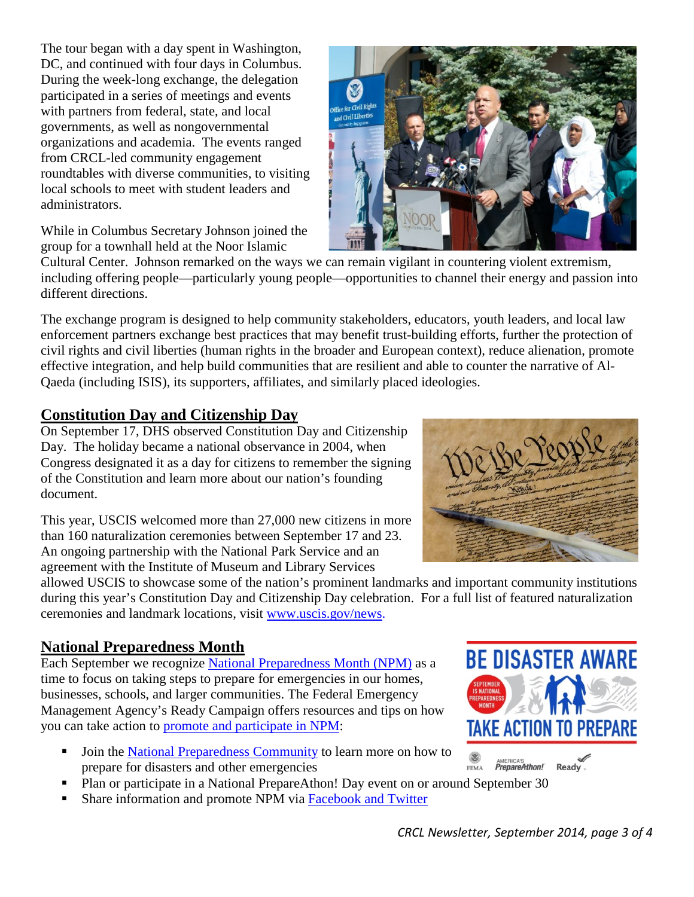The tour began with a day spent in Washington, DC, and continued with four days in Columbus. During the week-long exchange, the delegation participated in a series of meetings and events with partners from federal, state, and local governments, as well as nongovernmental organizations and academia. The events ranged from CRCL-led community engagement roundtables with diverse communities, to visiting local schools to meet with student leaders and administrators.

While in Columbus Secretary Johnson joined the group for a townhall held at the Noor Islamic Cultural Center. Johnson remarked on the ways we can remain vigilant in countering violent extremism, including offering people—particularly young people—opportunities to channel their energy and passion into different directions.

The exchange program is designed to help community stakeholders, educators, youth leaders, and local law enforcement partners exchange best practices that may benefit trust-building efforts, further the protection of civil rights and civil liberties (human rights in the broader and European context), reduce alienation, promote effective integration, and help build communities that are resilient and able to counter the narrative of Al-Qaeda (including ISIS), its supporters, affiliates, and similarly placed ideologies.

## Constitution Day and Citizenship Day

On September 17, DHS observed Constitution Day and Citizenship Day. The holiday became a national observance in 2004, when Congress designated it as a day for citizens to remember the signing of the Constitution and learn more about our nation's founding document.

This year, USCIS welcomed more than 27,000 new citizens in more than 160 naturalization ceremonies between September 17 and 23. An ongoing partnership with the National Park Service and an agreement with the Institute of Museum and Library Services allowed USCIS to showcase some of the nation's prominent landmarks and important community institutions during this year's Constitution Day and Citizenship Day celebration. For a full list of featured naturalization ceremonies and landmark locations, visit www.uscis.gov/news.

## National Preparedness Month

Each September we recognize National Preparedness Month (NPM) as a time to focus on taking steps to prepare for emergencies in our homes, businesses, schools, and larger communities. The Federal Emergency Management Agency's Ready Campaign offers resources and tips on how you can take action to promote and participate in NPM:

- Join the National Preparedness Community to learn more on how to prepare for disasters and other emergencies
- Plan or participate in a National PrepareAthon! Day event on or around September 30
- Share information and promote NPM via Facebook and Twitter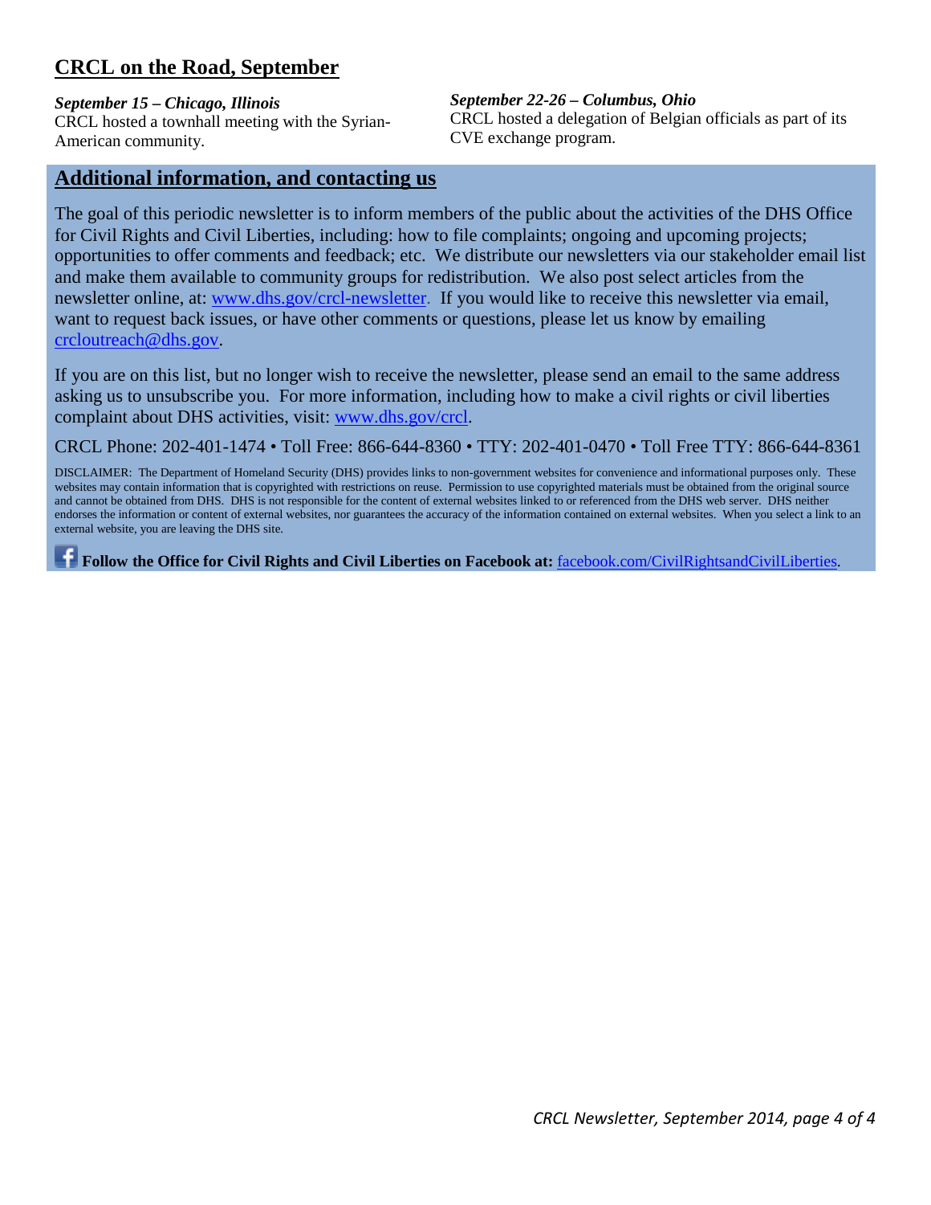## CRCL on the Road, September

***September 15 – Chicago, Illinois***
CRCL hosted a townhall meeting with the Syrian-American community.

***September 22-26 – Columbus, Ohio***
CRCL hosted a delegation of Belgian officials as part of its CVE exchange program.

## Additional information, and contacting us

The goal of this periodic newsletter is to inform members of the public about the activities of the DHS Office for Civil Rights and Civil Liberties, including: how to file complaints; ongoing and upcoming projects; opportunities to offer comments and feedback; etc. We distribute our newsletters via our stakeholder email list and make them available to community groups for redistribution. We also post select articles from the newsletter online, at: www.dhs.gov/crcl-newsletter. If you would like to receive this newsletter via email, want to request back issues, or have other comments or questions, please let us know by emailing crcloutreach@dhs.gov.

If you are on this list, but no longer wish to receive the newsletter, please send an email to the same address asking us to unsubscribe you. For more information, including how to make a civil rights or civil liberties complaint about DHS activities, visit: www.dhs.gov/crcl.

CRCL Phone: 202-401-1474 • Toll Free: 866-644-8360 • TTY: 202-401-0470 • Toll Free TTY: 866-644-8361

DISCLAIMER: The Department of Homeland Security (DHS) provides links to non-government websites for convenience and informational purposes only. These websites may contain information that is copyrighted with restrictions on reuse. Permission to use copyrighted materials must be obtained from the original source and cannot be obtained from DHS. DHS is not responsible for the content of external websites linked to or referenced from the DHS web server. DHS neither endorses the information or content of external websites, nor guarantees the accuracy of the information contained on external websites. When you select a link to an external website, you are leaving the DHS site.

**Follow the Office for Civil Rights and Civil Liberties on Facebook at:** facebook.com/CivilRightsandCivilLiberties.